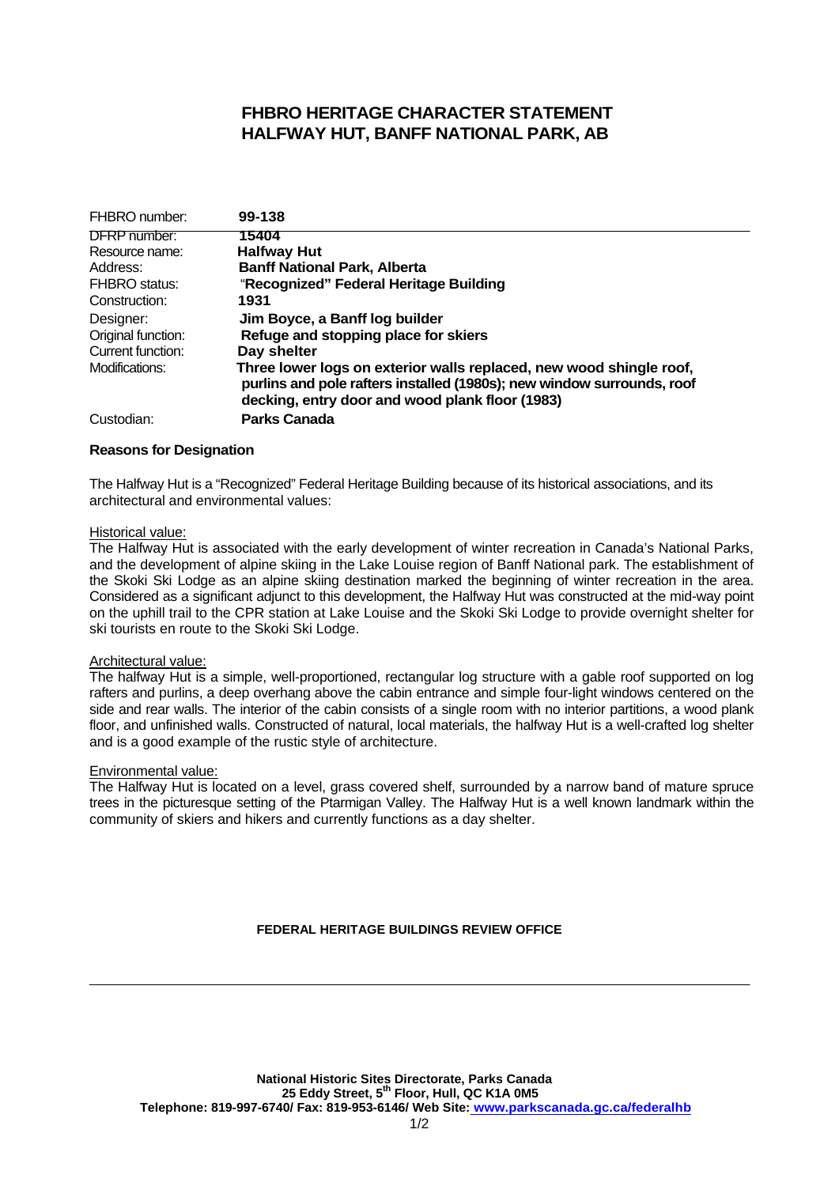# FHBRO HERITAGE CHARACTER STATEMENT
# HALFWAY HUT, BANFF NATIONAL PARK, AB

| FHBRO number: | **99-138** |
|---|---|
| DFRP number: | **15404** |
| Resource name: | **Halfway Hut** |
| Address: | **Banff National Park, Alberta** |
| FHBRO status: | **"Recognized" Federal Heritage Building** |
| Construction: | **1931** |
| Designer: | **Jim Boyce, a Banff log builder** |
| Original function: | **Refuge and stopping place for skiers** |
| Current function: | **Day shelter** |
| Modifications: | **Three lower logs on exterior walls replaced, new wood shingle roof, purlins and pole rafters installed (1980s); new window surrounds, roof decking, entry door and wood plank floor (1983)** |
| Custodian: | **Parks Canada** |

**Reasons for Designation**

The Halfway Hut is a "Recognized" Federal Heritage Building because of its historical associations, and its architectural and environmental values:

Historical value:
The Halfway Hut is associated with the early development of winter recreation in Canada's National Parks, and the development of alpine skiing in the Lake Louise region of Banff National park. The establishment of the Skoki Ski Lodge as an alpine skiing destination marked the beginning of winter recreation in the area. Considered as a significant adjunct to this development, the Halfway Hut was constructed at the mid-way point on the uphill trail to the CPR station at Lake Louise and the Skoki Ski Lodge to provide overnight shelter for ski tourists en route to the Skoki Ski Lodge.

Architectural value:
The halfway Hut is a simple, well-proportioned, rectangular log structure with a gable roof supported on log rafters and purlins, a deep overhang above the cabin entrance and simple four-light windows centered on the side and rear walls. The interior of the cabin consists of a single room with no interior partitions, a wood plank floor, and unfinished walls. Constructed of natural, local materials, the halfway Hut is a well-crafted log shelter and is a good example of the rustic style of architecture.

Environmental value:
The Halfway Hut is located on a level, grass covered shelf, surrounded by a narrow band of mature spruce trees in the picturesque setting of the Ptarmigan Valley. The Halfway Hut is a well known landmark within the community of skiers and hikers and currently functions as a day shelter.

**FEDERAL HERITAGE BUILDINGS REVIEW OFFICE**

**National Historic Sites Directorate, Parks Canada**
**25 Eddy Street, 5th Floor, Hull, QC K1A 0M5**
**Telephone: 819-997-6740/ Fax: 819-953-6146/ Web Site: www.parkscanada.gc.ca/federalhb**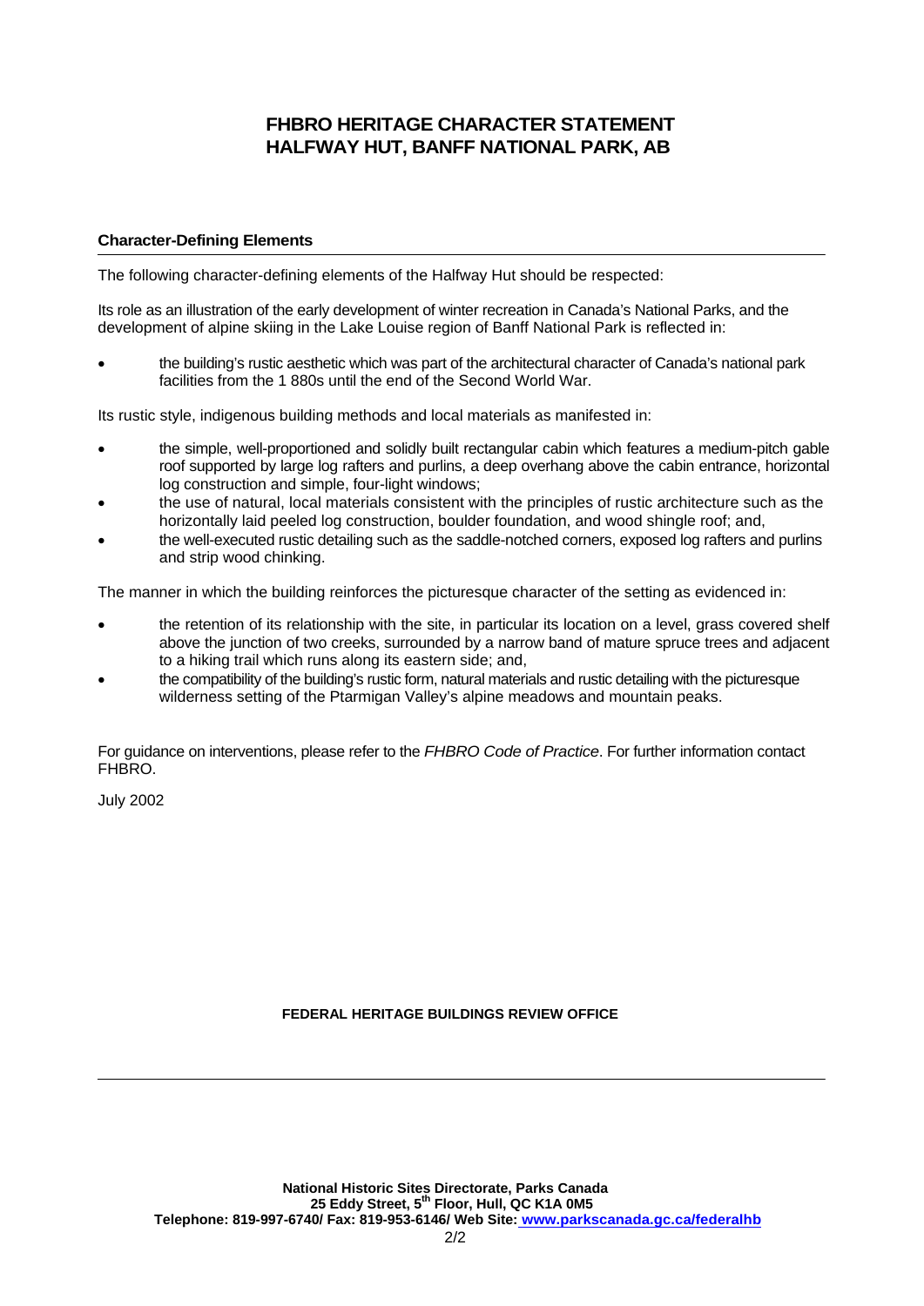# FHBRO HERITAGE CHARACTER STATEMENT
# HALFWAY HUT, BANFF NATIONAL PARK, AB

**Character-Defining Elements**

The following character-defining elements of the Halfway Hut should be respected:

Its role as an illustration of the early development of winter recreation in Canada's National Parks, and the development of alpine skiing in the Lake Louise region of Banff National Park is reflected in:

- the building's rustic aesthetic which was part of the architectural character of Canada's national park facilities from the 1 880s until the end of the Second World War.

Its rustic style, indigenous building methods and local materials as manifested in:

- the simple, well-proportioned and solidly built rectangular cabin which features a medium-pitch gable roof supported by large log rafters and purlins, a deep overhang above the cabin entrance, horizontal log construction and simple, four-light windows;
- the use of natural, local materials consistent with the principles of rustic architecture such as the horizontally laid peeled log construction, boulder foundation, and wood shingle roof; and,
- the well-executed rustic detailing such as the saddle-notched corners, exposed log rafters and purlins and strip wood chinking.

The manner in which the building reinforces the picturesque character of the setting as evidenced in:

- the retention of its relationship with the site, in particular its location on a level, grass covered shelf above the junction of two creeks, surrounded by a narrow band of mature spruce trees and adjacent to a hiking trail which runs along its eastern side; and,
- the compatibility of the building's rustic form, natural materials and rustic detailing with the picturesque wilderness setting of the Ptarmigan Valley's alpine meadows and mountain peaks.

For guidance on interventions, please refer to the *FHBRO Code of Practice*. For further information contact FHBRO.

July 2002

**FEDERAL HERITAGE BUILDINGS REVIEW OFFICE**

**National Historic Sites Directorate, Parks Canada**
**25 Eddy Street, 5th Floor, Hull, QC K1A 0M5**
**Telephone: 819-997-6740/ Fax: 819-953-6146/ Web Site: www.parkscanada.gc.ca/federalhb**